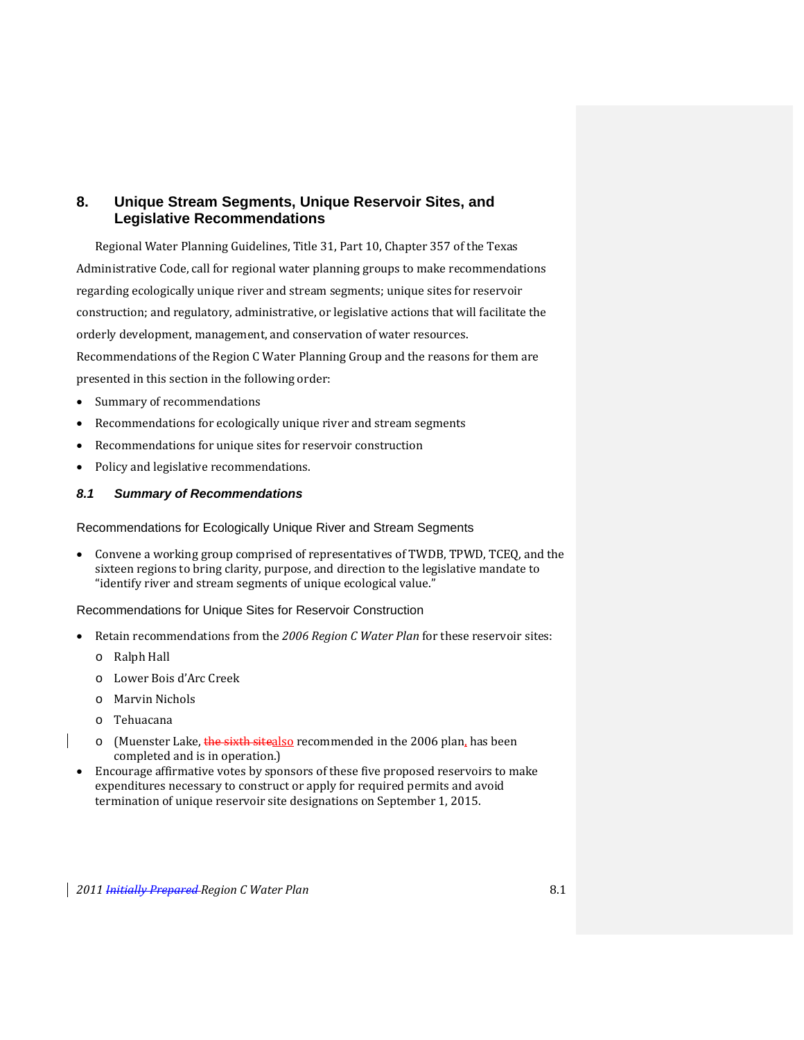# 8. Unique Stream Segments, Unique Reservoir Sites, and Legislative Recommendations

Regional Water Planning Guidelines, Title 31, Part 10, Chapter 357 of the Texas Administrative Code, call for regional water planning groups to make recommendations regarding ecologically unique river and stream segments; unique sites for reservoir construction; and regulatory, administrative, or legislative actions that will facilitate the orderly development, management, and conservation of water resources. Recommendations of the Region C Water Planning Group and the reasons for them are presented in this section in the following order:

- Summary of recommendations
- Recommendations for ecologically unique river and stream segments
- Recommendations for unique sites for reservoir construction
- Policy and legislative recommendations.

## *8.1 Summary of Recommendations*

### Recommendations for Ecologically Unique River and Stream Segments

- Convene a working group comprised of representatives of TWDB, TPWD, TCEQ, and the sixteen regions to bring clarity, purpose, and direction to the legislative mandate to "identify river and stream segments of unique ecological value."

### Recommendations for Unique Sites for Reservoir Construction

- Retain recommendations from the *2006 Region C Water Plan* for these reservoir sites:
  - Ralph Hall
  - Lower Bois d'Arc Creek
  - Marvin Nichols
  - Tehuacana
  - (Muenster Lake, ~~the sixth site~~also recommended in the 2006 plan, has been completed and is in operation.)
- Encourage affirmative votes by sponsors of these five proposed reservoirs to make expenditures necessary to construct or apply for required permits and avoid termination of unique reservoir site designations on September 1, 2015.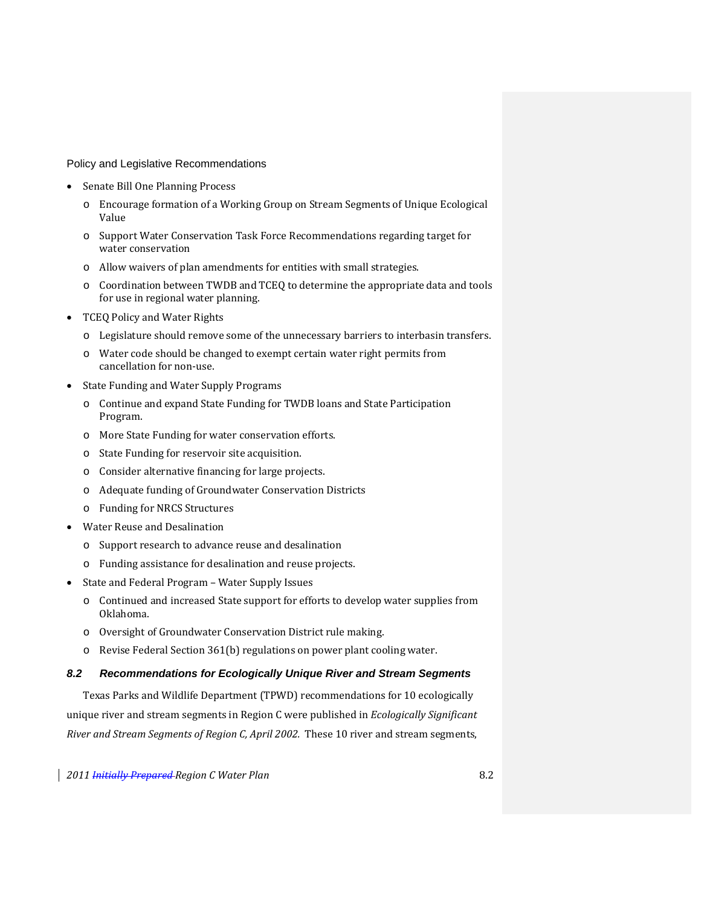Policy and Legislative Recommendations

- Senate Bill One Planning Process
  - Encourage formation of a Working Group on Stream Segments of Unique Ecological Value
  - Support Water Conservation Task Force Recommendations regarding target for water conservation
  - Allow waivers of plan amendments for entities with small strategies.
  - Coordination between TWDB and TCEQ to determine the appropriate data and tools for use in regional water planning.
- TCEQ Policy and Water Rights
  - Legislature should remove some of the unnecessary barriers to interbasin transfers.
  - Water code should be changed to exempt certain water right permits from cancellation for non-use.
- State Funding and Water Supply Programs
  - Continue and expand State Funding for TWDB loans and State Participation Program.
  - More State Funding for water conservation efforts.
  - State Funding for reservoir site acquisition.
  - Consider alternative financing for large projects.
  - Adequate funding of Groundwater Conservation Districts
  - Funding for NRCS Structures
- Water Reuse and Desalination
  - Support research to advance reuse and desalination
  - Funding assistance for desalination and reuse projects.
- State and Federal Program – Water Supply Issues
  - Continued and increased State support for efforts to develop water supplies from Oklahoma.
  - Oversight of Groundwater Conservation District rule making.
  - Revise Federal Section 361(b) regulations on power plant cooling water.

### *8.2 Recommendations for Ecologically Unique River and Stream Segments*

Texas Parks and Wildlife Department (TPWD) recommendations for 10 ecologically unique river and stream segments in Region C were published in *Ecologically Significant River and Stream Segments of Region C, April 2002.* These 10 river and stream segments,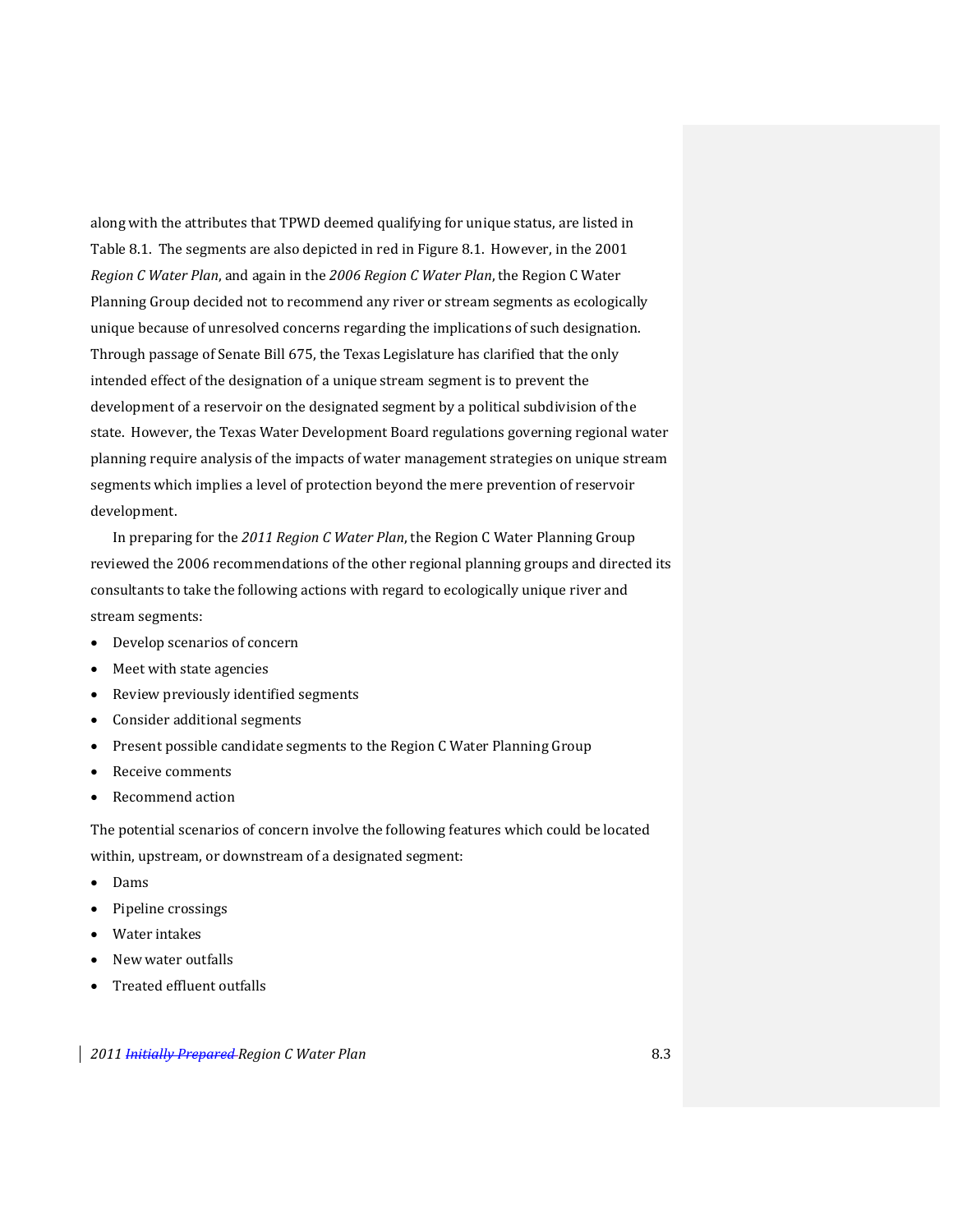along with the attributes that TPWD deemed qualifying for unique status, are listed in Table 8.1. The segments are also depicted in red in Figure 8.1. However, in the 2001 *Region C Water Plan*, and again in the *2006 Region C Water Plan*, the Region C Water Planning Group decided not to recommend any river or stream segments as ecologically unique because of unresolved concerns regarding the implications of such designation. Through passage of Senate Bill 675, the Texas Legislature has clarified that the only intended effect of the designation of a unique stream segment is to prevent the development of a reservoir on the designated segment by a political subdivision of the state. However, the Texas Water Development Board regulations governing regional water planning require analysis of the impacts of water management strategies on unique stream segments which implies a level of protection beyond the mere prevention of reservoir development.

In preparing for the *2011 Region C Water Plan*, the Region C Water Planning Group reviewed the 2006 recommendations of the other regional planning groups and directed its consultants to take the following actions with regard to ecologically unique river and stream segments:

- Develop scenarios of concern
- Meet with state agencies
- Review previously identified segments
- Consider additional segments
- Present possible candidate segments to the Region C Water Planning Group
- Receive comments
- Recommend action

The potential scenarios of concern involve the following features which could be located within, upstream, or downstream of a designated segment:

- Dams
- Pipeline crossings
- Water intakes
- New water outfalls
- Treated effluent outfalls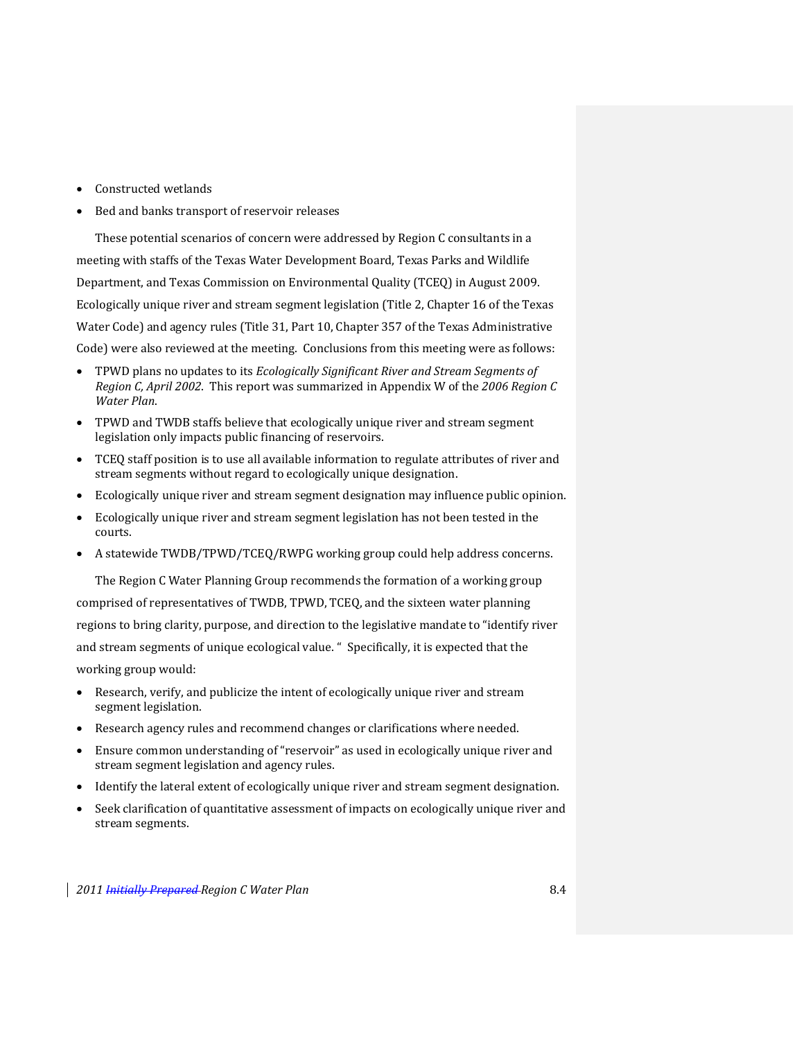- Constructed wetlands
- Bed and banks transport of reservoir releases

These potential scenarios of concern were addressed by Region C consultants in a meeting with staffs of the Texas Water Development Board, Texas Parks and Wildlife Department, and Texas Commission on Environmental Quality (TCEQ) in August 2009. Ecologically unique river and stream segment legislation (Title 2, Chapter 16 of the Texas Water Code) and agency rules (Title 31, Part 10, Chapter 357 of the Texas Administrative Code) were also reviewed at the meeting. Conclusions from this meeting were as follows:

- TPWD plans no updates to its *Ecologically Significant River and Stream Segments of Region C, April 2002*. This report was summarized in Appendix W of the *2006 Region C Water Plan*.
- TPWD and TWDB staffs believe that ecologically unique river and stream segment legislation only impacts public financing of reservoirs.
- TCEQ staff position is to use all available information to regulate attributes of river and stream segments without regard to ecologically unique designation.
- Ecologically unique river and stream segment designation may influence public opinion.
- Ecologically unique river and stream segment legislation has not been tested in the courts.
- A statewide TWDB/TPWD/TCEQ/RWPG working group could help address concerns.

The Region C Water Planning Group recommends the formation of a working group comprised of representatives of TWDB, TPWD, TCEQ, and the sixteen water planning regions to bring clarity, purpose, and direction to the legislative mandate to "identify river and stream segments of unique ecological value. " Specifically, it is expected that the working group would:

- Research, verify, and publicize the intent of ecologically unique river and stream segment legislation.
- Research agency rules and recommend changes or clarifications where needed.
- Ensure common understanding of "reservoir" as used in ecologically unique river and stream segment legislation and agency rules.
- Identify the lateral extent of ecologically unique river and stream segment designation.
- Seek clarification of quantitative assessment of impacts on ecologically unique river and stream segments.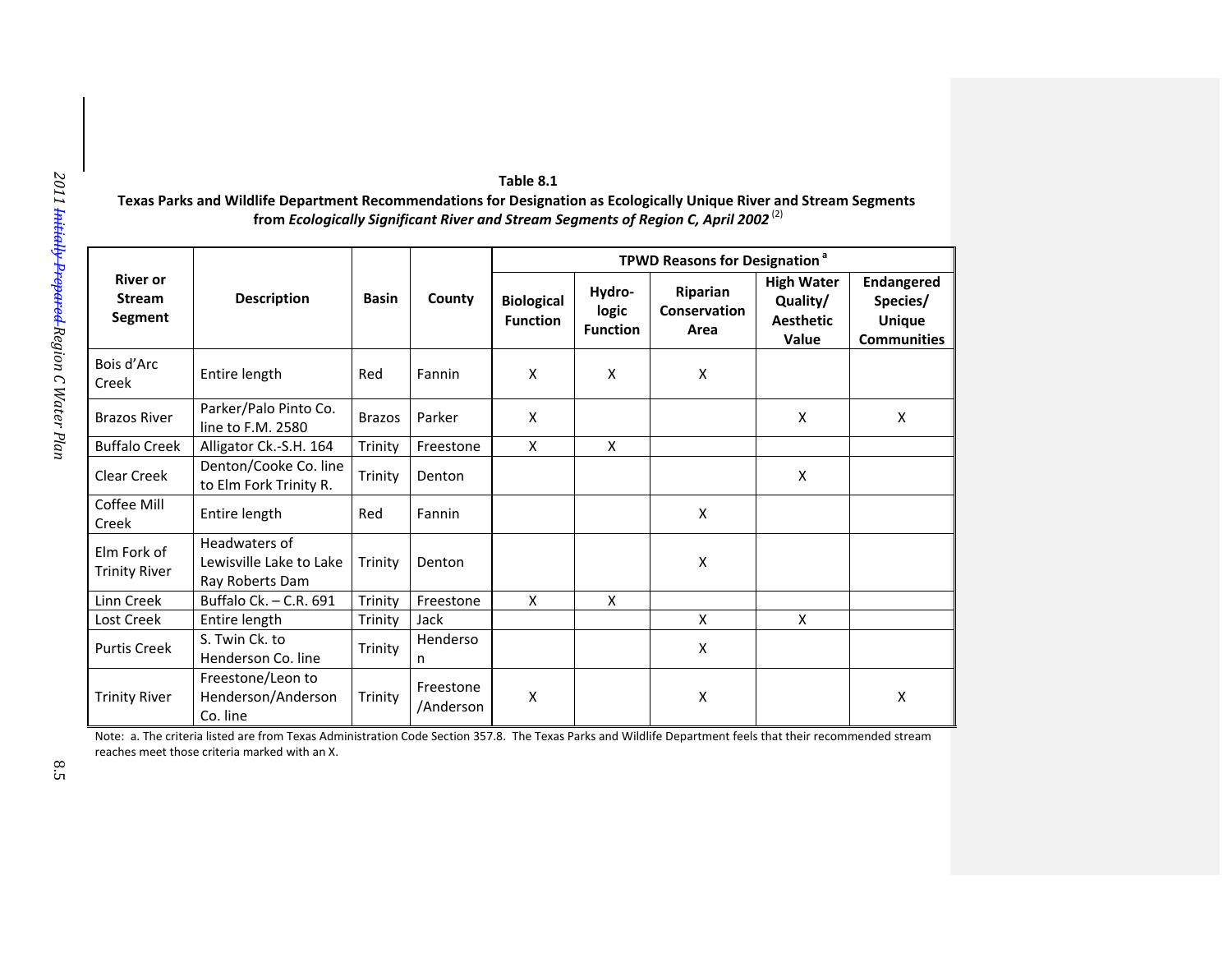**Table 8.1**
**Texas Parks and Wildlife Department Recommendations for Designation as Ecologically Unique River and Stream Segments from *Ecologically Significant River and Stream Segments of Region C, April 2002*** [2]

| River or Stream Segment | Description | Basin | County | TPWD Reasons for Designation [a] | | | | |
|---|---|---|---|---|---|---|---|---|
| | | | | Biological Function | Hydro-logic Function | Riparian Conservation Area | High Water Quality/ Aesthetic Value | Endangered Species/ Unique Communities |
| Bois d'Arc Creek | Entire length | Red | Fannin | X | X | X | | |
| Brazos River | Parker/Palo Pinto Co. line to F.M. 2580 | Brazos | Parker | X | | | X | X |
| Buffalo Creek | Alligator Ck.-S.H. 164 | Trinity | Freestone | X | X | | | |
| Clear Creek | Denton/Cooke Co. line to Elm Fork Trinity R. | Trinity | Denton | | | | X | |
| Coffee Mill Creek | Entire length | Red | Fannin | | | X | | |
| Elm Fork of Trinity River | Headwaters of Lewisville Lake to Lake Ray Roberts Dam | Trinity | Denton | | | X | | |
| Linn Creek | Buffalo Ck. – C.R. 691 | Trinity | Freestone | X | X | | | |
| Lost Creek | Entire length | Trinity | Jack | | | X | X | |
| Purtis Creek | S. Twin Ck. to Henderson Co. line | Trinity | Henderson | | | X | | |
| Trinity River | Freestone/Leon to Henderson/Anderson Co. line | Trinity | Freestone /Anderson | X | | X | | X |

Note: a. The criteria listed are from Texas Administration Code Section 357.8. The Texas Parks and Wildlife Department feels that their recommended stream reaches meet those criteria marked with an X.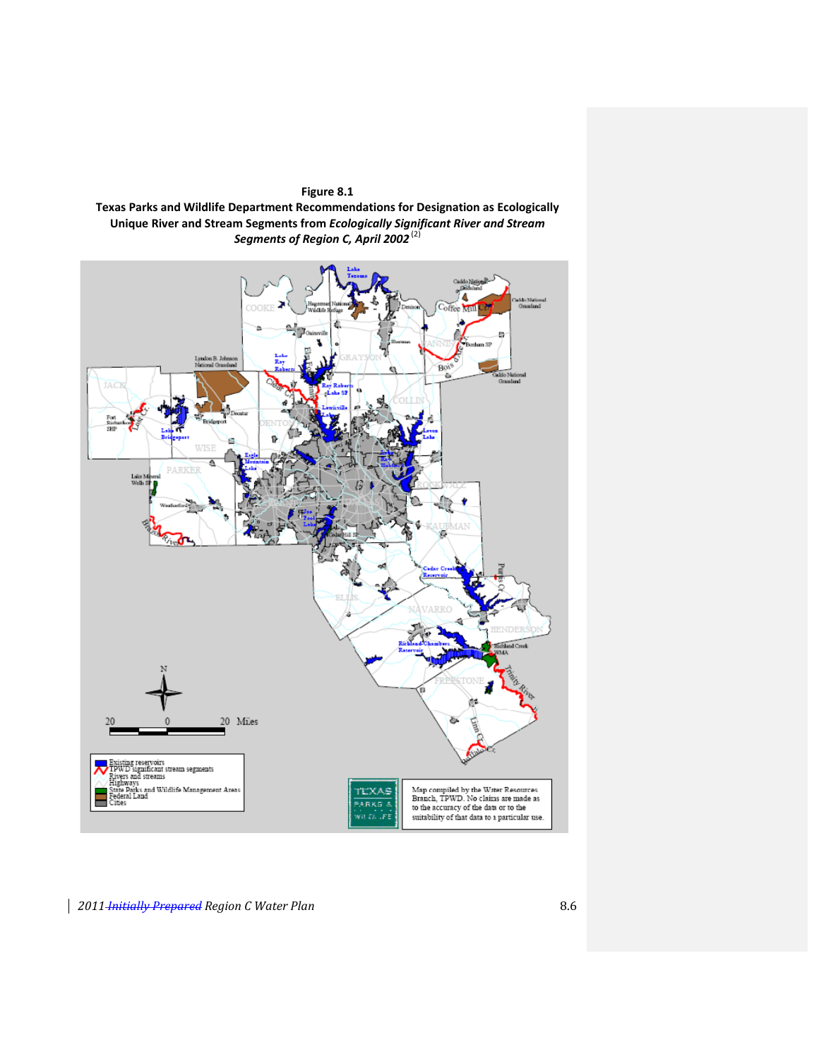**Figure 8.1**

**Texas Parks and Wildlife Department Recommendations for Designation as Ecologically Unique River and Stream Segments from *Ecologically Significant River and Stream Segments of Region C, April 2002*** [2]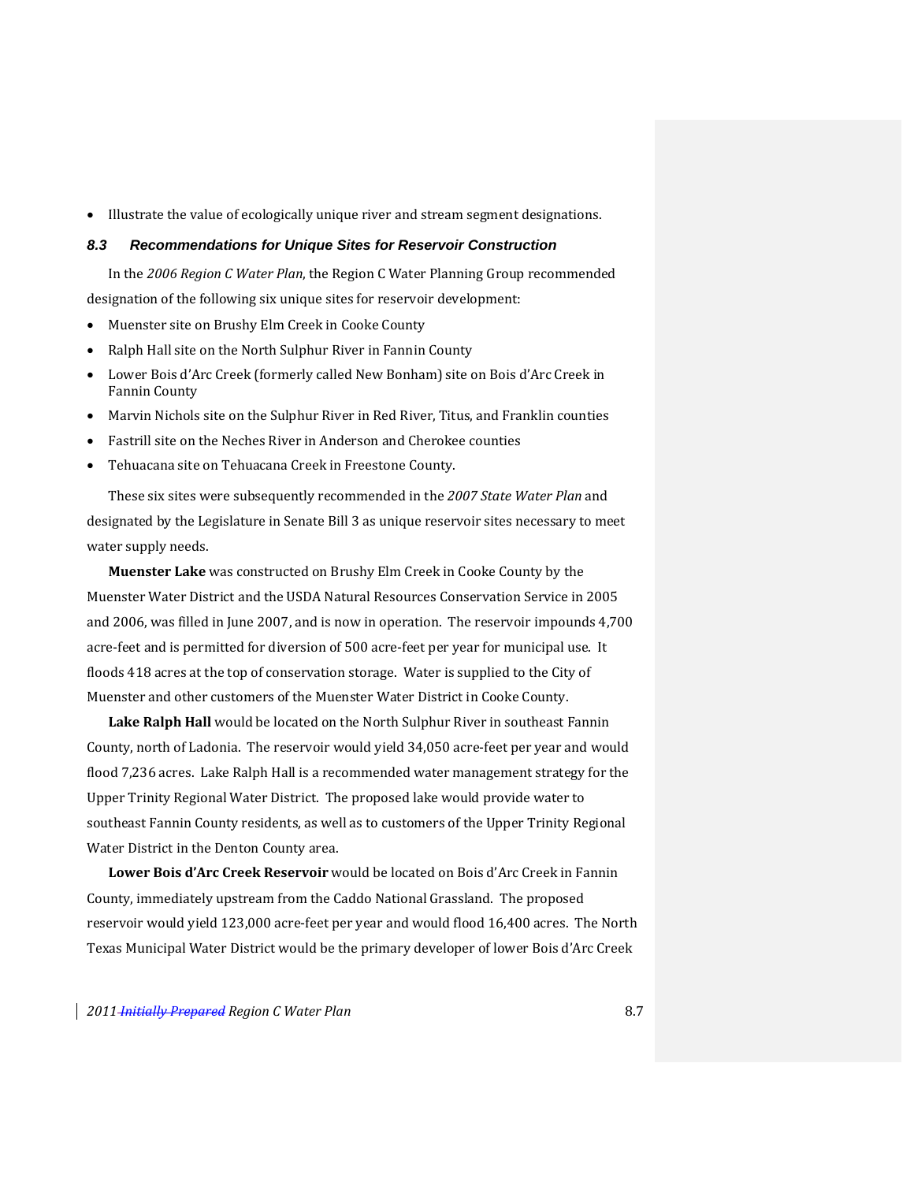- Illustrate the value of ecologically unique river and stream segment designations.

### *8.3 Recommendations for Unique Sites for Reservoir Construction*

In the *2006 Region C Water Plan*, the Region C Water Planning Group recommended designation of the following six unique sites for reservoir development:

- Muenster site on Brushy Elm Creek in Cooke County
- Ralph Hall site on the North Sulphur River in Fannin County
- Lower Bois d'Arc Creek (formerly called New Bonham) site on Bois d'Arc Creek in Fannin County
- Marvin Nichols site on the Sulphur River in Red River, Titus, and Franklin counties
- Fastrill site on the Neches River in Anderson and Cherokee counties
- Tehuacana site on Tehuacana Creek in Freestone County.

These six sites were subsequently recommended in the *2007 State Water Plan* and designated by the Legislature in Senate Bill 3 as unique reservoir sites necessary to meet water supply needs.

**Muenster Lake** was constructed on Brushy Elm Creek in Cooke County by the Muenster Water District and the USDA Natural Resources Conservation Service in 2005 and 2006, was filled in June 2007, and is now in operation. The reservoir impounds 4,700 acre-feet and is permitted for diversion of 500 acre-feet per year for municipal use. It floods 418 acres at the top of conservation storage. Water is supplied to the City of Muenster and other customers of the Muenster Water District in Cooke County.

**Lake Ralph Hall** would be located on the North Sulphur River in southeast Fannin County, north of Ladonia. The reservoir would yield 34,050 acre-feet per year and would flood 7,236 acres. Lake Ralph Hall is a recommended water management strategy for the Upper Trinity Regional Water District. The proposed lake would provide water to southeast Fannin County residents, as well as to customers of the Upper Trinity Regional Water District in the Denton County area.

**Lower Bois d'Arc Creek Reservoir** would be located on Bois d'Arc Creek in Fannin County, immediately upstream from the Caddo National Grassland. The proposed reservoir would yield 123,000 acre-feet per year and would flood 16,400 acres. The North Texas Municipal Water District would be the primary developer of lower Bois d'Arc Creek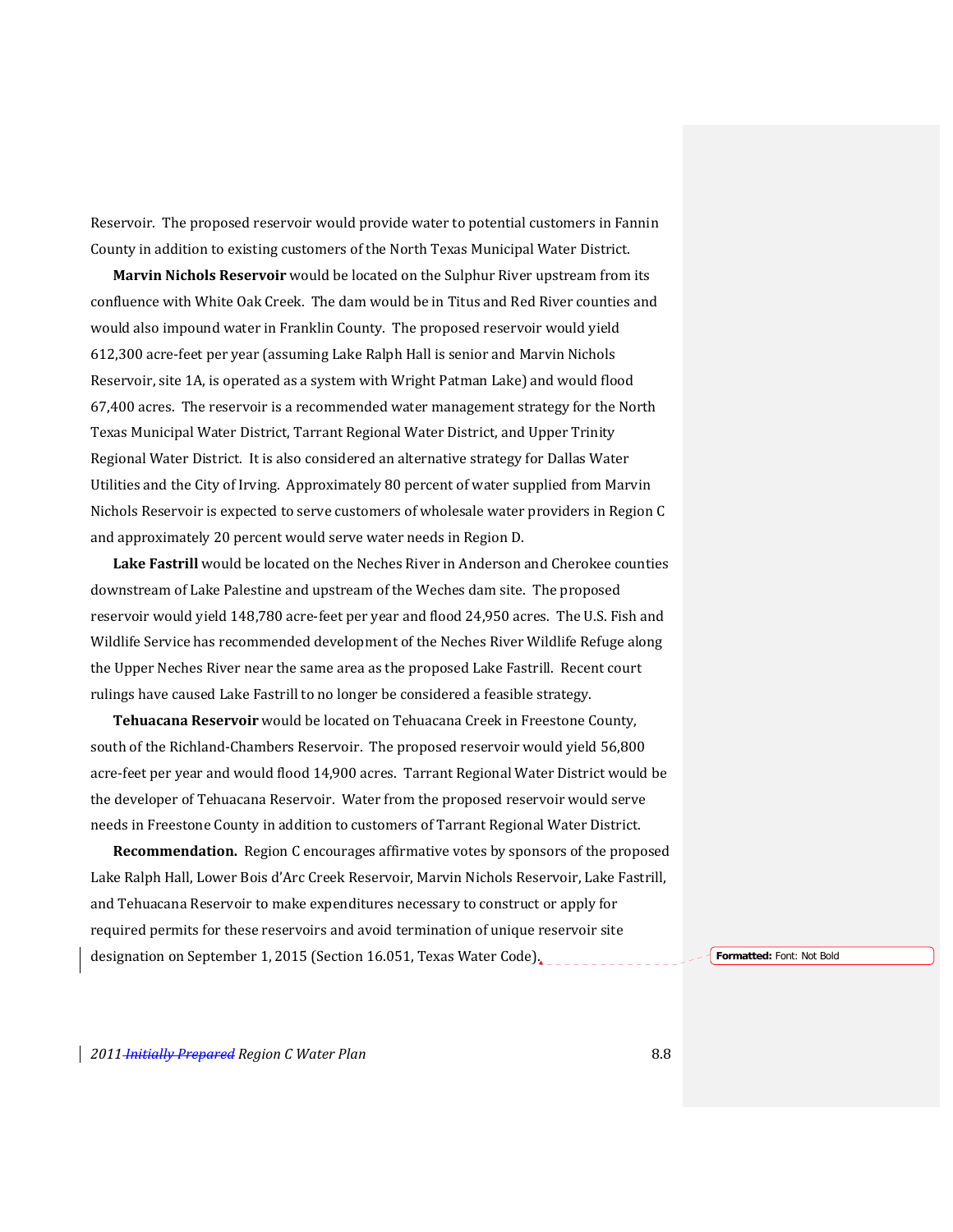Reservoir. The proposed reservoir would provide water to potential customers in Fannin County in addition to existing customers of the North Texas Municipal Water District.

**Marvin Nichols Reservoir** would be located on the Sulphur River upstream from its confluence with White Oak Creek. The dam would be in Titus and Red River counties and would also impound water in Franklin County. The proposed reservoir would yield 612,300 acre-feet per year (assuming Lake Ralph Hall is senior and Marvin Nichols Reservoir, site 1A, is operated as a system with Wright Patman Lake) and would flood 67,400 acres. The reservoir is a recommended water management strategy for the North Texas Municipal Water District, Tarrant Regional Water District, and Upper Trinity Regional Water District. It is also considered an alternative strategy for Dallas Water Utilities and the City of Irving. Approximately 80 percent of water supplied from Marvin Nichols Reservoir is expected to serve customers of wholesale water providers in Region C and approximately 20 percent would serve water needs in Region D.

**Lake Fastrill** would be located on the Neches River in Anderson and Cherokee counties downstream of Lake Palestine and upstream of the Weches dam site. The proposed reservoir would yield 148,780 acre-feet per year and flood 24,950 acres. The U.S. Fish and Wildlife Service has recommended development of the Neches River Wildlife Refuge along the Upper Neches River near the same area as the proposed Lake Fastrill. Recent court rulings have caused Lake Fastrill to no longer be considered a feasible strategy.

**Tehuacana Reservoir** would be located on Tehuacana Creek in Freestone County, south of the Richland-Chambers Reservoir. The proposed reservoir would yield 56,800 acre-feet per year and would flood 14,900 acres. Tarrant Regional Water District would be the developer of Tehuacana Reservoir. Water from the proposed reservoir would serve needs in Freestone County in addition to customers of Tarrant Regional Water District.

**Recommendation.** Region C encourages affirmative votes by sponsors of the proposed Lake Ralph Hall, Lower Bois d'Arc Creek Reservoir, Marvin Nichols Reservoir, Lake Fastrill, and Tehuacana Reservoir to make expenditures necessary to construct or apply for required permits for these reservoirs and avoid termination of unique reservoir site designation on September 1, 2015 (Section 16.051, Texas Water Code).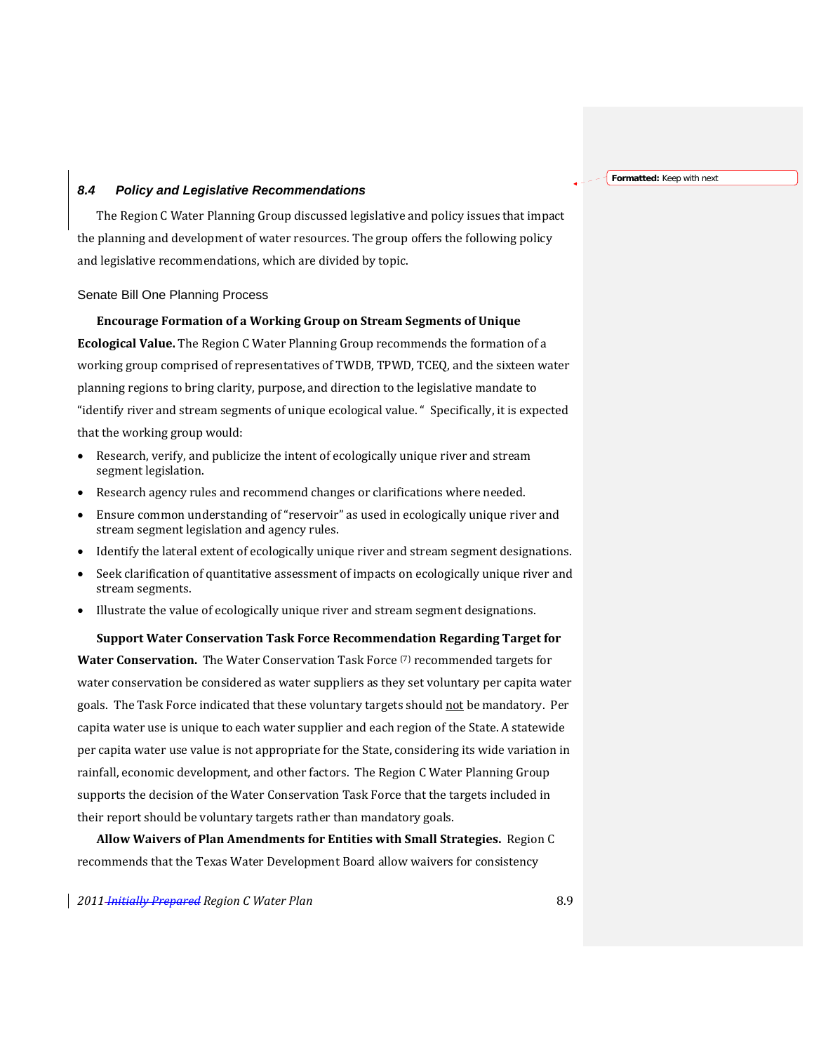### 8.4 Policy and Legislative Recommendations

The Region C Water Planning Group discussed legislative and policy issues that impact the planning and development of water resources. The group offers the following policy and legislative recommendations, which are divided by topic.

#### Senate Bill One Planning Process

**Encourage Formation of a Working Group on Stream Segments of Unique Ecological Value.** The Region C Water Planning Group recommends the formation of a working group comprised of representatives of TWDB, TPWD, TCEQ, and the sixteen water planning regions to bring clarity, purpose, and direction to the legislative mandate to "identify river and stream segments of unique ecological value." Specifically, it is expected that the working group would:

- Research, verify, and publicize the intent of ecologically unique river and stream segment legislation.
- Research agency rules and recommend changes or clarifications where needed.
- Ensure common understanding of "reservoir" as used in ecologically unique river and stream segment legislation and agency rules.
- Identify the lateral extent of ecologically unique river and stream segment designations.
- Seek clarification of quantitative assessment of impacts on ecologically unique river and stream segments.
- Illustrate the value of ecologically unique river and stream segment designations.

**Support Water Conservation Task Force Recommendation Regarding Target for Water Conservation.** The Water Conservation Task Force [7] recommended targets for water conservation be considered as water suppliers as they set voluntary per capita water goals. The Task Force indicated that these voluntary targets should not be mandatory. Per capita water use is unique to each water supplier and each region of the State. A statewide per capita water use value is not appropriate for the State, considering its wide variation in rainfall, economic development, and other factors. The Region C Water Planning Group supports the decision of the Water Conservation Task Force that the targets included in their report should be voluntary targets rather than mandatory goals.

**Allow Waivers of Plan Amendments for Entities with Small Strategies.** Region C recommends that the Texas Water Development Board allow waivers for consistency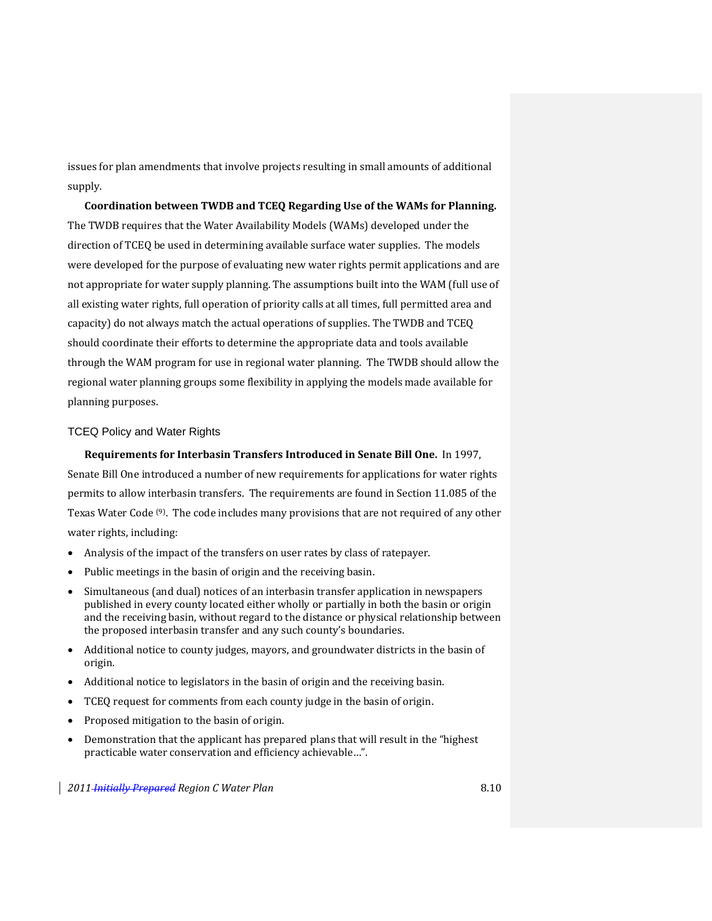issues for plan amendments that involve projects resulting in small amounts of additional supply.

**Coordination between TWDB and TCEQ Regarding Use of the WAMs for Planning.** The TWDB requires that the Water Availability Models (WAMs) developed under the direction of TCEQ be used in determining available surface water supplies. The models were developed for the purpose of evaluating new water rights permit applications and are not appropriate for water supply planning. The assumptions built into the WAM (full use of all existing water rights, full operation of priority calls at all times, full permitted area and capacity) do not always match the actual operations of supplies. The TWDB and TCEQ should coordinate their efforts to determine the appropriate data and tools available through the WAM program for use in regional water planning. The TWDB should allow the regional water planning groups some flexibility in applying the models made available for planning purposes.

### TCEQ Policy and Water Rights

**Requirements for Interbasin Transfers Introduced in Senate Bill One.** In 1997, Senate Bill One introduced a number of new requirements for applications for water rights permits to allow interbasin transfers. The requirements are found in Section 11.085 of the Texas Water Code [9]. The code includes many provisions that are not required of any other water rights, including:

- Analysis of the impact of the transfers on user rates by class of ratepayer.
- Public meetings in the basin of origin and the receiving basin.
- Simultaneous (and dual) notices of an interbasin transfer application in newspapers published in every county located either wholly or partially in both the basin or origin and the receiving basin, without regard to the distance or physical relationship between the proposed interbasin transfer and any such county's boundaries.
- Additional notice to county judges, mayors, and groundwater districts in the basin of origin.
- Additional notice to legislators in the basin of origin and the receiving basin.
- TCEQ request for comments from each county judge in the basin of origin.
- Proposed mitigation to the basin of origin.
- Demonstration that the applicant has prepared plans that will result in the "highest practicable water conservation and efficiency achievable…".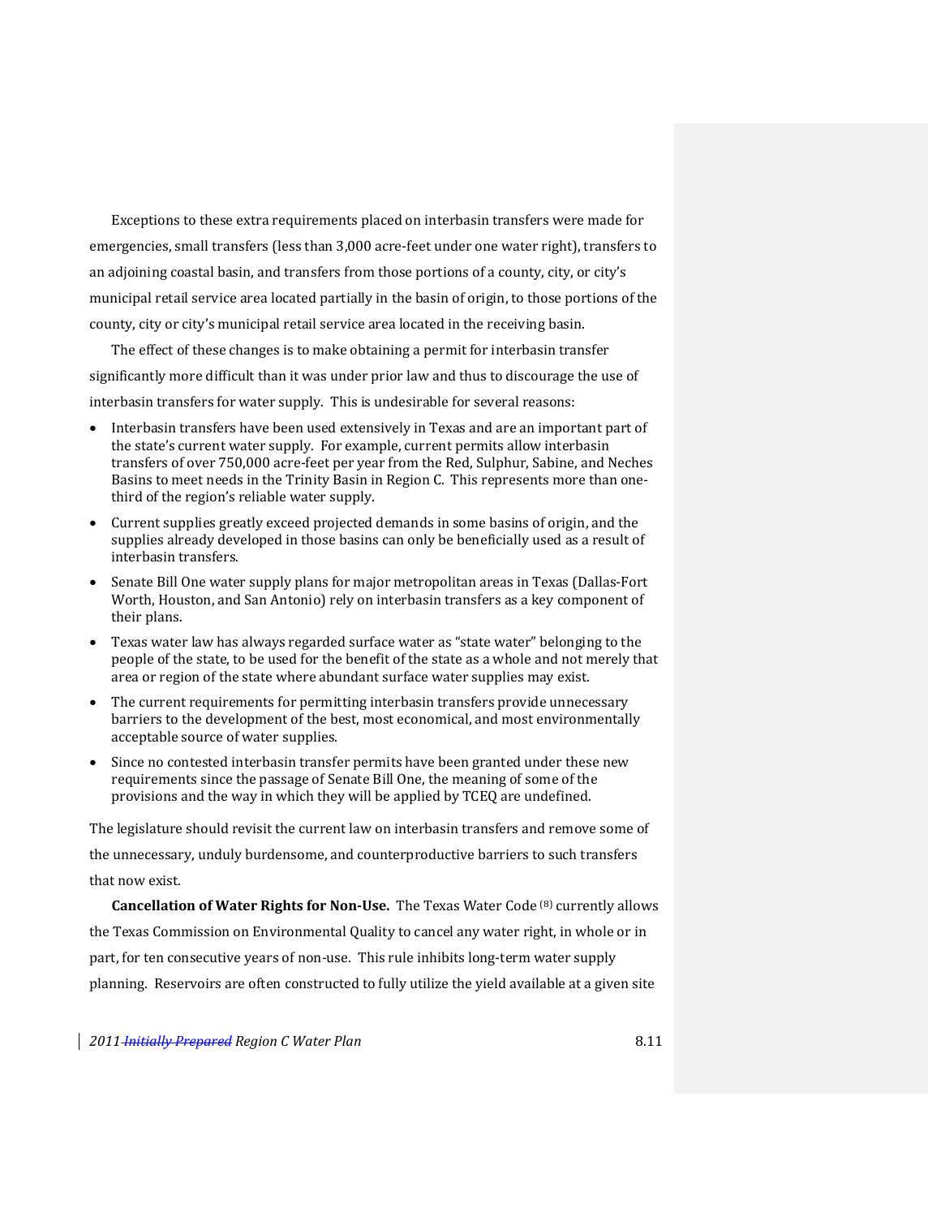Exceptions to these extra requirements placed on interbasin transfers were made for emergencies, small transfers (less than 3,000 acre-feet under one water right), transfers to an adjoining coastal basin, and transfers from those portions of a county, city, or city's municipal retail service area located partially in the basin of origin, to those portions of the county, city or city's municipal retail service area located in the receiving basin.

The effect of these changes is to make obtaining a permit for interbasin transfer significantly more difficult than it was under prior law and thus to discourage the use of interbasin transfers for water supply. This is undesirable for several reasons:

- Interbasin transfers have been used extensively in Texas and are an important part of the state's current water supply. For example, current permits allow interbasin transfers of over 750,000 acre-feet per year from the Red, Sulphur, Sabine, and Neches Basins to meet needs in the Trinity Basin in Region C. This represents more than one-third of the region's reliable water supply.
- Current supplies greatly exceed projected demands in some basins of origin, and the supplies already developed in those basins can only be beneficially used as a result of interbasin transfers.
- Senate Bill One water supply plans for major metropolitan areas in Texas (Dallas-Fort Worth, Houston, and San Antonio) rely on interbasin transfers as a key component of their plans.
- Texas water law has always regarded surface water as "state water" belonging to the people of the state, to be used for the benefit of the state as a whole and not merely that area or region of the state where abundant surface water supplies may exist.
- The current requirements for permitting interbasin transfers provide unnecessary barriers to the development of the best, most economical, and most environmentally acceptable source of water supplies.
- Since no contested interbasin transfer permits have been granted under these new requirements since the passage of Senate Bill One, the meaning of some of the provisions and the way in which they will be applied by TCEQ are undefined.

The legislature should revisit the current law on interbasin transfers and remove some of the unnecessary, unduly burdensome, and counterproductive barriers to such transfers that now exist.

**Cancellation of Water Rights for Non-Use.** The Texas Water Code [(8)] currently allows the Texas Commission on Environmental Quality to cancel any water right, in whole or in part, for ten consecutive years of non-use. This rule inhibits long-term water supply planning. Reservoirs are often constructed to fully utilize the yield available at a given site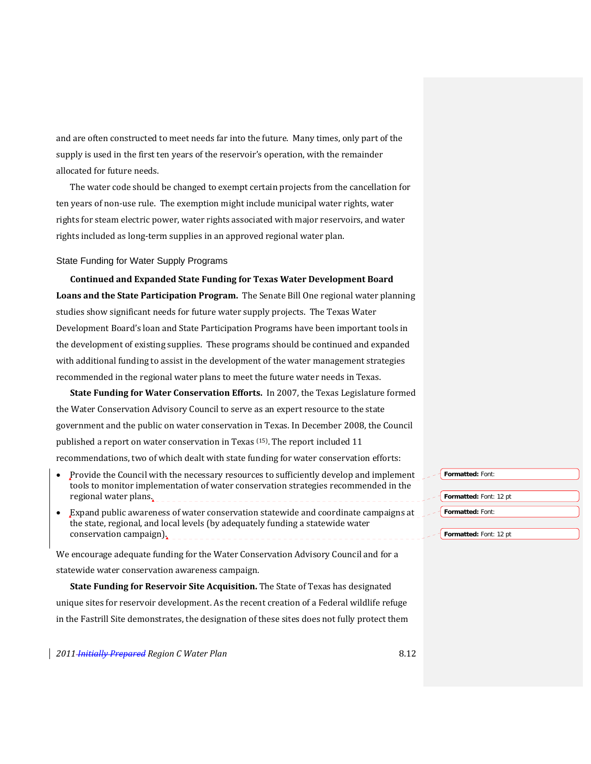and are often constructed to meet needs far into the future. Many times, only part of the supply is used in the first ten years of the reservoir's operation, with the remainder allocated for future needs.

The water code should be changed to exempt certain projects from the cancellation for ten years of non-use rule. The exemption might include municipal water rights, water rights for steam electric power, water rights associated with major reservoirs, and water rights included as long-term supplies in an approved regional water plan.

## State Funding for Water Supply Programs

**Continued and Expanded State Funding for Texas Water Development Board Loans and the State Participation Program.** The Senate Bill One regional water planning studies show significant needs for future water supply projects. The Texas Water Development Board's loan and State Participation Programs have been important tools in the development of existing supplies. These programs should be continued and expanded with additional funding to assist in the development of the water management strategies recommended in the regional water plans to meet the future water needs in Texas.

**State Funding for Water Conservation Efforts.** In 2007, the Texas Legislature formed the Water Conservation Advisory Council to serve as an expert resource to the state government and the public on water conservation in Texas. In December 2008, the Council published a report on water conservation in Texas [15]. The report included 11 recommendations, two of which dealt with state funding for water conservation efforts:

- Provide the Council with the necessary resources to sufficiently develop and implement tools to monitor implementation of water conservation strategies recommended in the regional water plans.
- Expand public awareness of water conservation statewide and coordinate campaigns at the state, regional, and local levels (by adequately funding a statewide water conservation campaign).

We encourage adequate funding for the Water Conservation Advisory Council and for a statewide water conservation awareness campaign.

**State Funding for Reservoir Site Acquisition.** The State of Texas has designated unique sites for reservoir development. As the recent creation of a Federal wildlife refuge in the Fastrill Site demonstrates, the designation of these sites does not fully protect them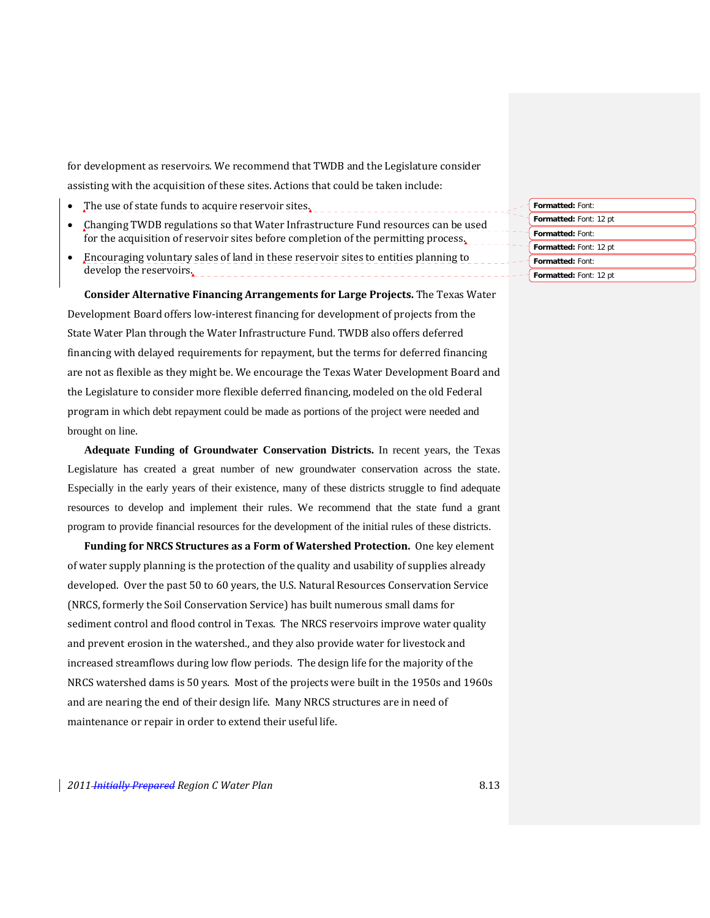for development as reservoirs. We recommend that TWDB and the Legislature consider assisting with the acquisition of these sites. Actions that could be taken include:

- The use of state funds to acquire reservoir sites.
- Changing TWDB regulations so that Water Infrastructure Fund resources can be used for the acquisition of reservoir sites before completion of the permitting process.
- Encouraging voluntary sales of land in these reservoir sites to entities planning to develop the reservoirs.

**Consider Alternative Financing Arrangements for Large Projects.** The Texas Water Development Board offers low-interest financing for development of projects from the State Water Plan through the Water Infrastructure Fund. TWDB also offers deferred financing with delayed requirements for repayment, but the terms for deferred financing are not as flexible as they might be. We encourage the Texas Water Development Board and the Legislature to consider more flexible deferred financing, modeled on the old Federal program in which debt repayment could be made as portions of the project were needed and brought on line.

**Adequate Funding of Groundwater Conservation Districts.** In recent years, the Texas Legislature has created a great number of new groundwater conservation across the state. Especially in the early years of their existence, many of these districts struggle to find adequate resources to develop and implement their rules. We recommend that the state fund a grant program to provide financial resources for the development of the initial rules of these districts.

**Funding for NRCS Structures as a Form of Watershed Protection.** One key element of water supply planning is the protection of the quality and usability of supplies already developed. Over the past 50 to 60 years, the U.S. Natural Resources Conservation Service (NRCS, formerly the Soil Conservation Service) has built numerous small dams for sediment control and flood control in Texas. The NRCS reservoirs improve water quality and prevent erosion in the watershed., and they also provide water for livestock and increased streamflows during low flow periods. The design life for the majority of the NRCS watershed dams is 50 years. Most of the projects were built in the 1950s and 1960s and are nearing the end of their design life. Many NRCS structures are in need of maintenance or repair in order to extend their useful life.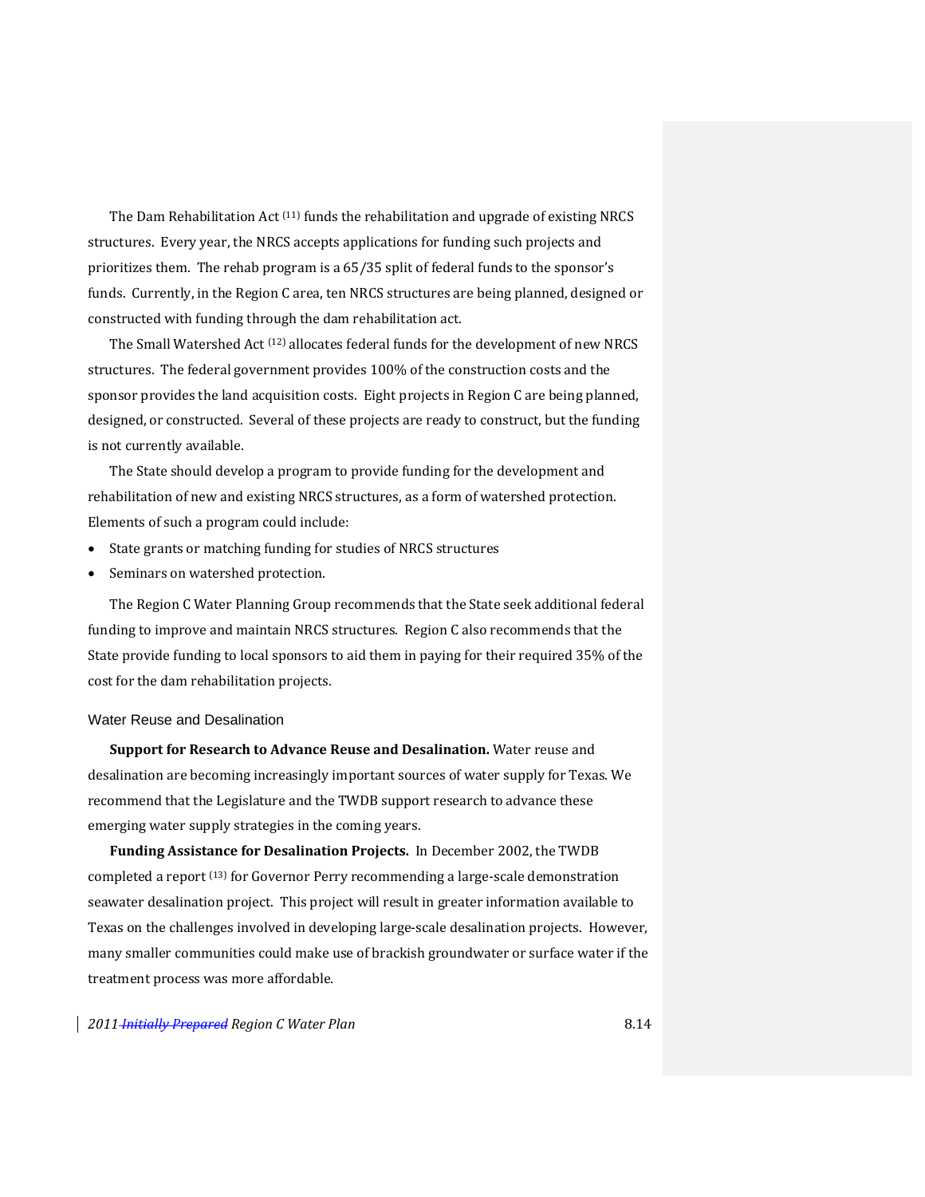The Dam Rehabilitation Act [11] funds the rehabilitation and upgrade of existing NRCS structures. Every year, the NRCS accepts applications for funding such projects and prioritizes them. The rehab program is a 65/35 split of federal funds to the sponsor's funds. Currently, in the Region C area, ten NRCS structures are being planned, designed or constructed with funding through the dam rehabilitation act.

The Small Watershed Act [12] allocates federal funds for the development of new NRCS structures. The federal government provides 100% of the construction costs and the sponsor provides the land acquisition costs. Eight projects in Region C are being planned, designed, or constructed. Several of these projects are ready to construct, but the funding is not currently available.

The State should develop a program to provide funding for the development and rehabilitation of new and existing NRCS structures, as a form of watershed protection. Elements of such a program could include:

- State grants or matching funding for studies of NRCS structures
- Seminars on watershed protection.

The Region C Water Planning Group recommends that the State seek additional federal funding to improve and maintain NRCS structures. Region C also recommends that the State provide funding to local sponsors to aid them in paying for their required 35% of the cost for the dam rehabilitation projects.

### Water Reuse and Desalination

**Support for Research to Advance Reuse and Desalination.** Water reuse and desalination are becoming increasingly important sources of water supply for Texas. We recommend that the Legislature and the TWDB support research to advance these emerging water supply strategies in the coming years.

**Funding Assistance for Desalination Projects.** In December 2002, the TWDB completed a report [13] for Governor Perry recommending a large-scale demonstration seawater desalination project. This project will result in greater information available to Texas on the challenges involved in developing large-scale desalination projects. However, many smaller communities could make use of brackish groundwater or surface water if the treatment process was more affordable.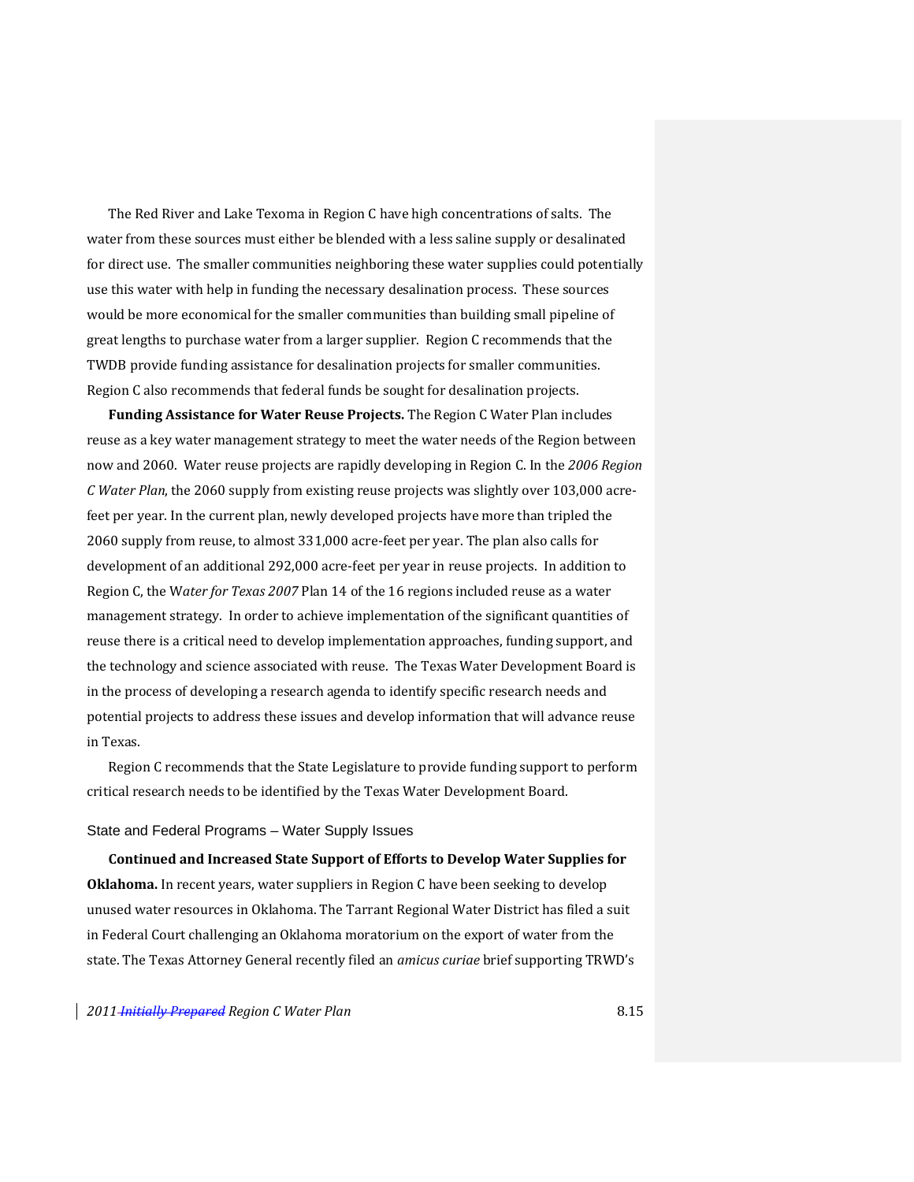The Red River and Lake Texoma in Region C have high concentrations of salts. The water from these sources must either be blended with a less saline supply or desalinated for direct use. The smaller communities neighboring these water supplies could potentially use this water with help in funding the necessary desalination process. These sources would be more economical for the smaller communities than building small pipeline of great lengths to purchase water from a larger supplier. Region C recommends that the TWDB provide funding assistance for desalination projects for smaller communities. Region C also recommends that federal funds be sought for desalination projects.

**Funding Assistance for Water Reuse Projects.** The Region C Water Plan includes reuse as a key water management strategy to meet the water needs of the Region between now and 2060. Water reuse projects are rapidly developing in Region C. In the *2006 Region C Water Plan*, the 2060 supply from existing reuse projects was slightly over 103,000 acre-feet per year. In the current plan, newly developed projects have more than tripled the 2060 supply from reuse, to almost 331,000 acre-feet per year. The plan also calls for development of an additional 292,000 acre-feet per year in reuse projects. In addition to Region C, the W*ater for Texas 2007* Plan 14 of the 16 regions included reuse as a water management strategy. In order to achieve implementation of the significant quantities of reuse there is a critical need to develop implementation approaches, funding support, and the technology and science associated with reuse. The Texas Water Development Board is in the process of developing a research agenda to identify specific research needs and potential projects to address these issues and develop information that will advance reuse in Texas.

Region C recommends that the State Legislature to provide funding support to perform critical research needs to be identified by the Texas Water Development Board.

### State and Federal Programs – Water Supply Issues

**Continued and Increased State Support of Efforts to Develop Water Supplies for Oklahoma.** In recent years, water suppliers in Region C have been seeking to develop unused water resources in Oklahoma. The Tarrant Regional Water District has filed a suit in Federal Court challenging an Oklahoma moratorium on the export of water from the state. The Texas Attorney General recently filed an *amicus curiae* brief supporting TRWD's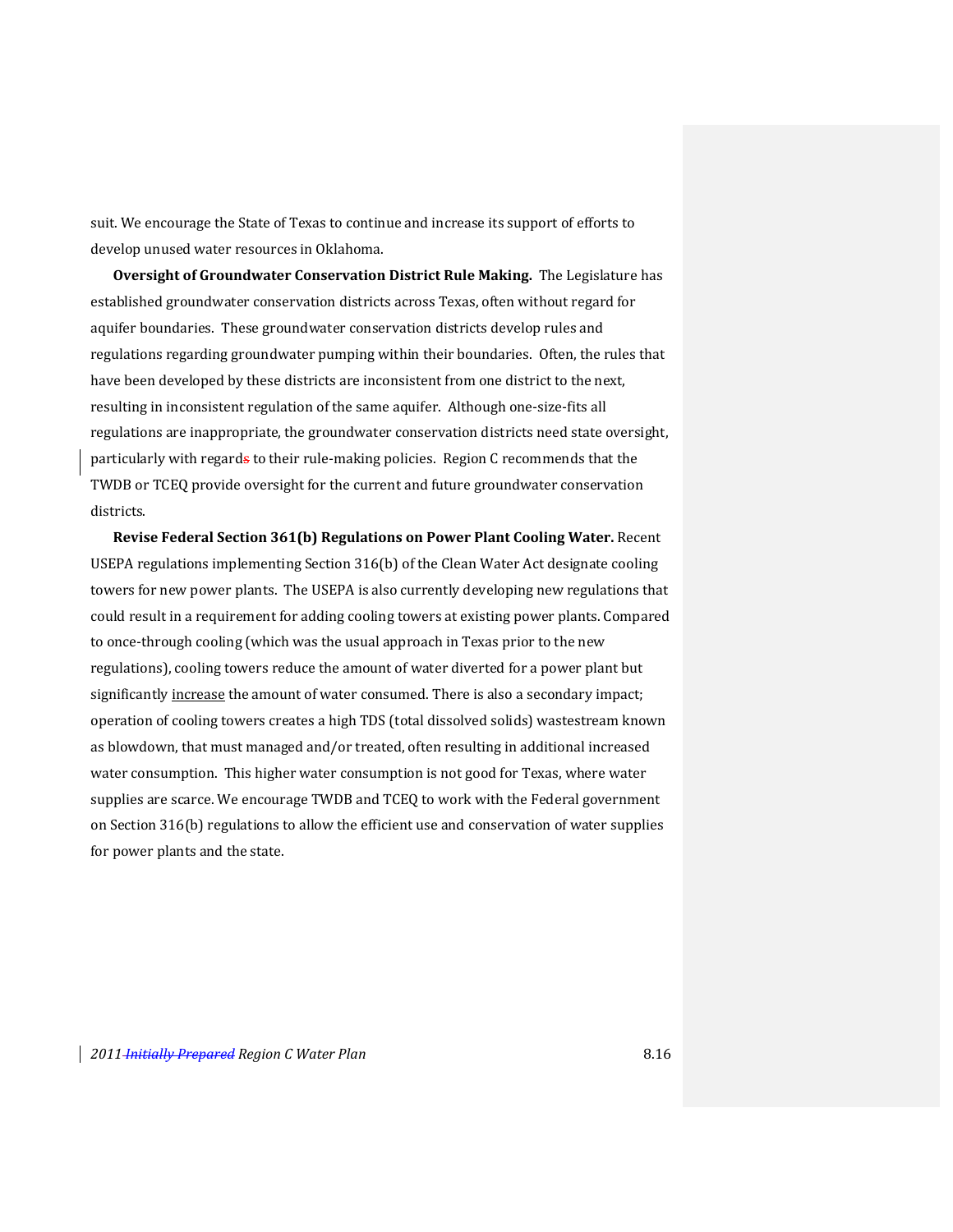suit. We encourage the State of Texas to continue and increase its support of efforts to develop unused water resources in Oklahoma.

**Oversight of Groundwater Conservation District Rule Making.** The Legislature has established groundwater conservation districts across Texas, often without regard for aquifer boundaries. These groundwater conservation districts develop rules and regulations regarding groundwater pumping within their boundaries. Often, the rules that have been developed by these districts are inconsistent from one district to the next, resulting in inconsistent regulation of the same aquifer. Although one-size-fits all regulations are inappropriate, the groundwater conservation districts need state oversight, particularly with regard~~s~~ to their rule-making policies. Region C recommends that the TWDB or TCEQ provide oversight for the current and future groundwater conservation districts.

**Revise Federal Section 361(b) Regulations on Power Plant Cooling Water.** Recent USEPA regulations implementing Section 316(b) of the Clean Water Act designate cooling towers for new power plants. The USEPA is also currently developing new regulations that could result in a requirement for adding cooling towers at existing power plants. Compared to once-through cooling (which was the usual approach in Texas prior to the new regulations), cooling towers reduce the amount of water diverted for a power plant but significantly <u>increase</u> the amount of water consumed. There is also a secondary impact; operation of cooling towers creates a high TDS (total dissolved solids) wastestream known as blowdown, that must managed and/or treated, often resulting in additional increased water consumption. This higher water consumption is not good for Texas, where water supplies are scarce. We encourage TWDB and TCEQ to work with the Federal government on Section 316(b) regulations to allow the efficient use and conservation of water supplies for power plants and the state.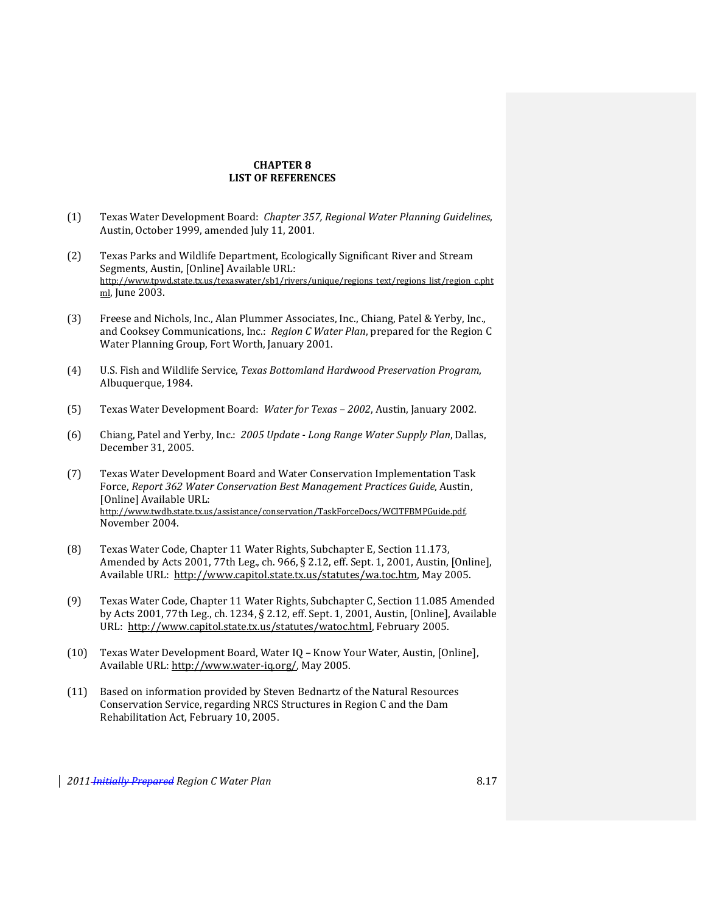# CHAPTER 8
# LIST OF REFERENCES

(1) Texas Water Development Board: *Chapter 357, Regional Water Planning Guidelines*, Austin, October 1999, amended July 11, 2001.

(2) Texas Parks and Wildlife Department, Ecologically Significant River and Stream Segments, Austin, [Online] Available URL: http://www.tpwd.state.tx.us/texaswater/sb1/rivers/unique/regions_text/regions_list/region_c.phtml, June 2003.

(3) Freese and Nichols, Inc., Alan Plummer Associates, Inc., Chiang, Patel & Yerby, Inc., and Cooksey Communications, Inc.: *Region C Water Plan*, prepared for the Region C Water Planning Group, Fort Worth, January 2001.

(4) U.S. Fish and Wildlife Service, *Texas Bottomland Hardwood Preservation Program*, Albuquerque, 1984.

(5) Texas Water Development Board: *Water for Texas – 2002*, Austin, January 2002.

(6) Chiang, Patel and Yerby, Inc.: *2005 Update - Long Range Water Supply Plan*, Dallas, December 31, 2005.

(7) Texas Water Development Board and Water Conservation Implementation Task Force, *Report 362 Water Conservation Best Management Practices Guide*, Austin, [Online] Available URL: http://www.twdb.state.tx.us/assistance/conservation/TaskForceDocs/WCITFBMPGuide.pdf, November 2004.

(8) Texas Water Code, Chapter 11 Water Rights, Subchapter E, Section 11.173, Amended by Acts 2001, 77th Leg., ch. 966, § 2.12, eff. Sept. 1, 2001, Austin, [Online], Available URL: http://www.capitol.state.tx.us/statutes/wa.toc.htm, May 2005.

(9) Texas Water Code, Chapter 11 Water Rights, Subchapter C, Section 11.085 Amended by Acts 2001, 77th Leg., ch. 1234, § 2.12, eff. Sept. 1, 2001, Austin, [Online], Available URL: http://www.capitol.state.tx.us/statutes/watoc.html, February 2005.

(10) Texas Water Development Board, Water IQ – Know Your Water, Austin, [Online], Available URL: http://www.water-iq.org/, May 2005.

(11) Based on information provided by Steven Bednartz of the Natural Resources Conservation Service, regarding NRCS Structures in Region C and the Dam Rehabilitation Act, February 10, 2005.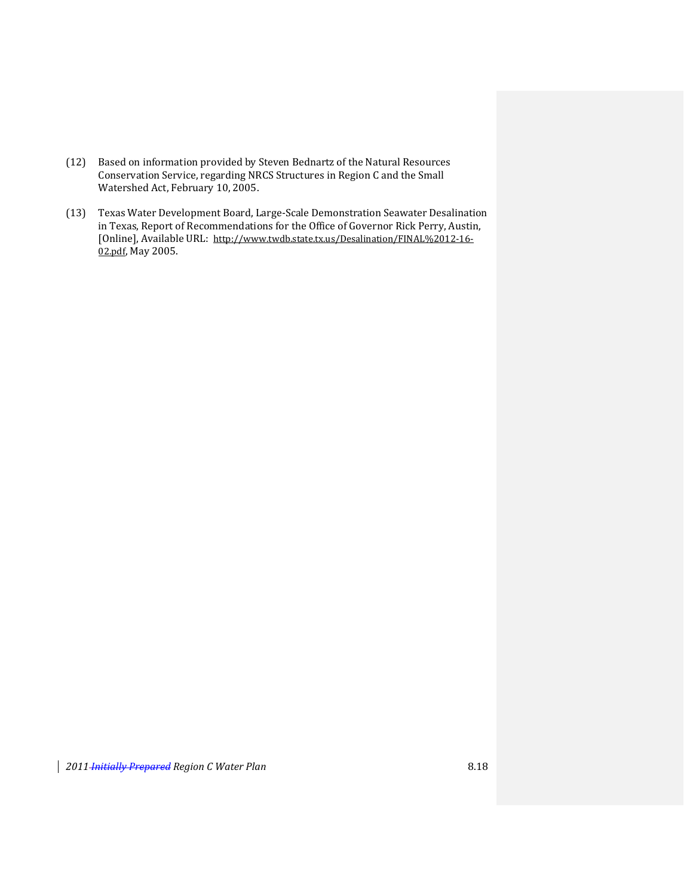(12) Based on information provided by Steven Bednartz of the Natural Resources Conservation Service, regarding NRCS Structures in Region C and the Small Watershed Act, February 10, 2005.

(13) Texas Water Development Board, Large-Scale Demonstration Seawater Desalination in Texas, Report of Recommendations for the Office of Governor Rick Perry, Austin, [Online], Available URL: http://www.twdb.state.tx.us/Desalination/FINAL%2012-16-02.pdf, May 2005.